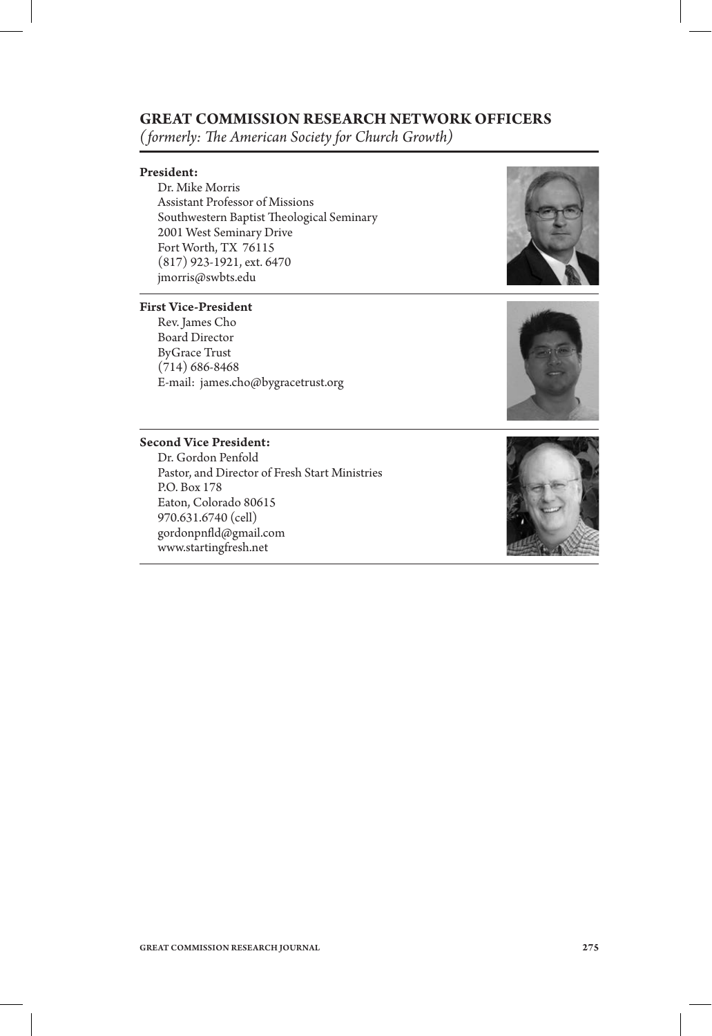# GREAT COMMISSION RESEARCH NETWORK OFFICERS

*(formerly: The American Society for Church Growth)*

**President:**

Dr. Mike Morris
Assistant Professor of Missions
Southwestern Baptist Theological Seminary
2001 West Seminary Drive
Fort Worth, TX 76115
(817) 923-1921, ext. 6470
jmorris@swbts.edu

**First Vice-President**

Rev. James Cho
Board Director
ByGrace Trust
(714) 686-8468
E-mail: james.cho@bygracetrust.org

**Second Vice President:**

Dr. Gordon Penfold
Pastor, and Director of Fresh Start Ministries
P.O. Box 178
Eaton, Colorado 80615
970.631.6740 (cell)
gordonpnfld@gmail.com
www.startingfresh.net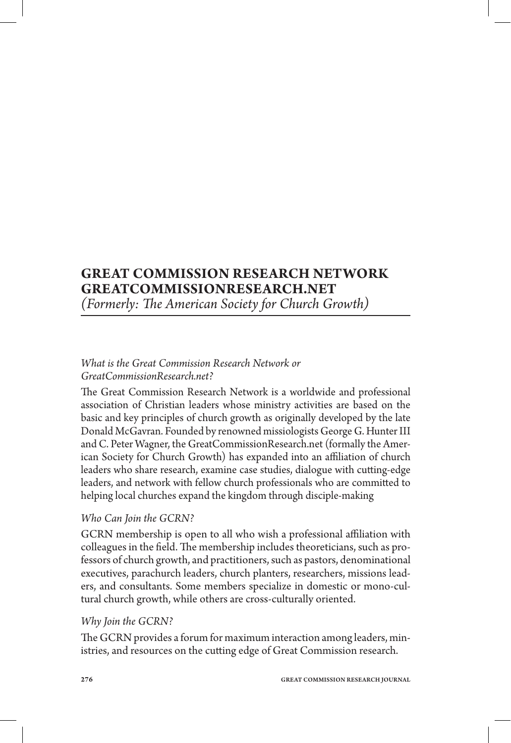# GREAT COMMISSION RESEARCH NETWORK GREATCOMMISSIONRESEARCH.NET

*(Formerly: The American Society for Church Growth)*

*What is the Great Commission Research Network or GreatCommissionResearch.net?*

The Great Commission Research Network is a worldwide and professional association of Christian leaders whose ministry activities are based on the basic and key principles of church growth as originally developed by the late Donald McGavran. Founded by renowned missiologists George G. Hunter III and C. Peter Wagner, the GreatCommissionResearch.net (formally the American Society for Church Growth) has expanded into an affiliation of church leaders who share research, examine case studies, dialogue with cutting-edge leaders, and network with fellow church professionals who are committed to helping local churches expand the kingdom through disciple-making

*Who Can Join the GCRN?*

GCRN membership is open to all who wish a professional affiliation with colleagues in the field. The membership includes theoreticians, such as professors of church growth, and practitioners, such as pastors, denominational executives, parachurch leaders, church planters, researchers, missions leaders, and consultants. Some members specialize in domestic or mono-cultural church growth, while others are cross-culturally oriented.

*Why Join the GCRN?*

The GCRN provides a forum for maximum interaction among leaders, ministries, and resources on the cutting edge of Great Commission research.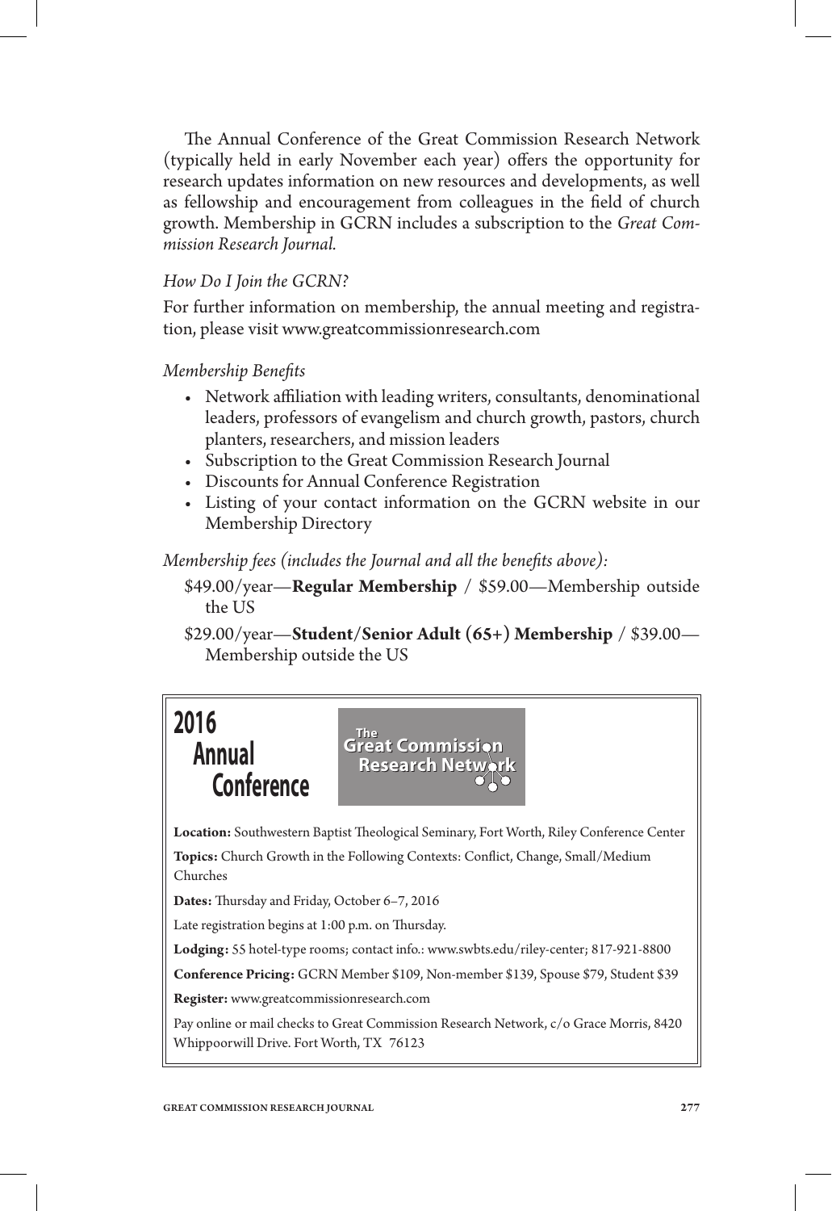The Annual Conference of the Great Commission Research Network (typically held in early November each year) offers the opportunity for research updates information on new resources and developments, as well as fellowship and encouragement from colleagues in the field of church growth. Membership in GCRN includes a subscription to the *Great Commission Research Journal.*

*How Do I Join the GCRN?*

For further information on membership, the annual meeting and registration, please visit www.greatcommissionresearch.com

*Membership Benefits*

- Network affiliation with leading writers, consultants, denominational leaders, professors of evangelism and church growth, pastors, church planters, researchers, and mission leaders
- Subscription to the Great Commission Research Journal
- Discounts for Annual Conference Registration
- Listing of your contact information on the GCRN website in our Membership Directory

*Membership fees (includes the Journal and all the benefits above):*

$49.00/year—**Regular Membership** / $59.00—Membership outside the US

$29.00/year—**Student/Senior Adult (65+) Membership** / $39.00—Membership outside the US

## 2016 Annual Conference

The Great Commission Research Network

**Location:** Southwestern Baptist Theological Seminary, Fort Worth, Riley Conference Center

**Topics:** Church Growth in the Following Contexts: Conflict, Change, Small/Medium Churches

**Dates:** Thursday and Friday, October 6–7, 2016

Late registration begins at 1:00 p.m. on Thursday.

**Lodging:** 55 hotel-type rooms; contact info.: www.swbts.edu/riley-center; 817-921-8800

**Conference Pricing:** GCRN Member $109, Non-member $139, Spouse $79, Student $39

**Register:** www.greatcommissionresearch.com

Pay online or mail checks to Great Commission Research Network, c/o Grace Morris, 8420 Whippoorwill Drive. Fort Worth, TX 76123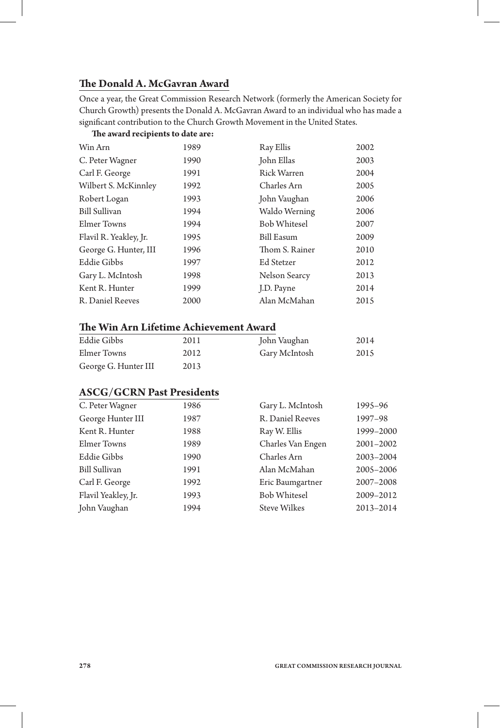## The Donald A. McGavran Award

Once a year, the Great Commission Research Network (formerly the American Society for Church Growth) presents the Donald A. McGavran Award to an individual who has made a significant contribution to the Church Growth Movement in the United States.

**The award recipients to date are:**

| | | | |
|---|---|---|---|
| Win Arn | 1989 | Ray Ellis | 2002 |
| C. Peter Wagner | 1990 | John Ellas | 2003 |
| Carl F. George | 1991 | Rick Warren | 2004 |
| Wilbert S. McKinnley | 1992 | Charles Arn | 2005 |
| Robert Logan | 1993 | John Vaughan | 2006 |
| Bill Sullivan | 1994 | Waldo Werning | 2006 |
| Elmer Towns | 1994 | Bob Whitesel | 2007 |
| Flavil R. Yeakley, Jr. | 1995 | Bill Easum | 2009 |
| George G. Hunter, III | 1996 | Thom S. Rainer | 2010 |
| Eddie Gibbs | 1997 | Ed Stetzer | 2012 |
| Gary L. McIntosh | 1998 | Nelson Searcy | 2013 |
| Kent R. Hunter | 1999 | J.D. Payne | 2014 |
| R. Daniel Reeves | 2000 | Alan McMahan | 2015 |

## The Win Arn Lifetime Achievement Award

| | | | |
|---|---|---|---|
| Eddie Gibbs | 2011 | John Vaughan | 2014 |
| Elmer Towns | 2012 | Gary McIntosh | 2015 |
| George G. Hunter III | 2013 | | |

## ASCG/GCRN Past Presidents

| | | | |
|---|---|---|---|
| C. Peter Wagner | 1986 | Gary L. McIntosh | 1995–96 |
| George Hunter III | 1987 | R. Daniel Reeves | 1997–98 |
| Kent R. Hunter | 1988 | Ray W. Ellis | 1999–2000 |
| Elmer Towns | 1989 | Charles Van Engen | 2001–2002 |
| Eddie Gibbs | 1990 | Charles Arn | 2003–2004 |
| Bill Sullivan | 1991 | Alan McMahan | 2005–2006 |
| Carl F. George | 1992 | Eric Baumgartner | 2007–2008 |
| Flavil Yeakley, Jr. | 1993 | Bob Whitesel | 2009–2012 |
| John Vaughan | 1994 | Steve Wilkes | 2013–2014 |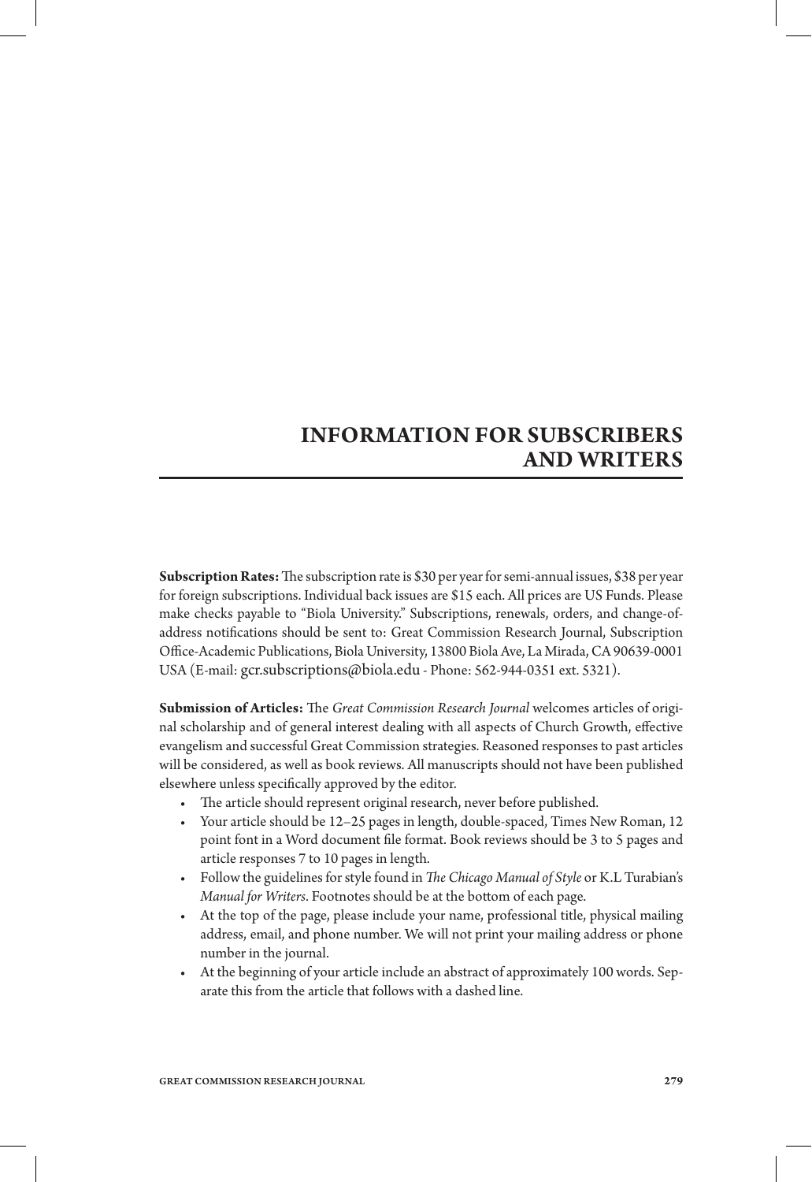# INFORMATION FOR SUBSCRIBERS AND WRITERS

**Subscription Rates:** The subscription rate is $30 per year for semi-annual issues, $38 per year for foreign subscriptions. Individual back issues are $15 each. All prices are US Funds. Please make checks payable to "Biola University." Subscriptions, renewals, orders, and change-of-address notifications should be sent to: Great Commission Research Journal, Subscription Office-Academic Publications, Biola University, 13800 Biola Ave, La Mirada, CA 90639-0001 USA (E-mail: gcr.subscriptions@biola.edu - Phone: 562-944-0351 ext. 5321).

**Submission of Articles:** The *Great Commission Research Journal* welcomes articles of original scholarship and of general interest dealing with all aspects of Church Growth, effective evangelism and successful Great Commission strategies. Reasoned responses to past articles will be considered, as well as book reviews. All manuscripts should not have been published elsewhere unless specifically approved by the editor.

- The article should represent original research, never before published.
- Your article should be 12–25 pages in length, double-spaced, Times New Roman, 12 point font in a Word document file format. Book reviews should be 3 to 5 pages and article responses 7 to 10 pages in length.
- Follow the guidelines for style found in *The Chicago Manual of Style* or K.L Turabian's *Manual for Writers*. Footnotes should be at the bottom of each page.
- At the top of the page, please include your name, professional title, physical mailing address, email, and phone number. We will not print your mailing address or phone number in the journal.
- At the beginning of your article include an abstract of approximately 100 words. Separate this from the article that follows with a dashed line.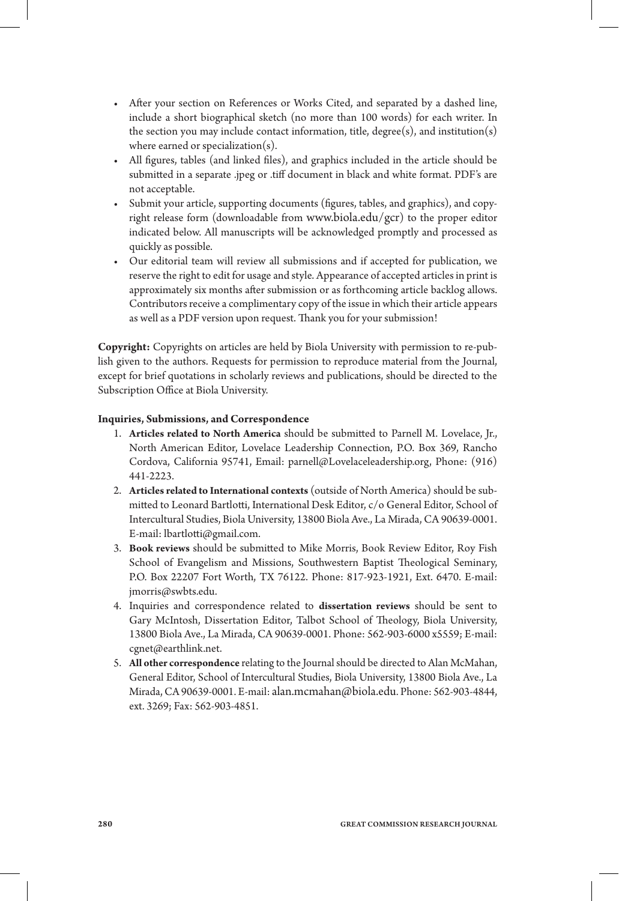- After your section on References or Works Cited, and separated by a dashed line, include a short biographical sketch (no more than 100 words) for each writer. In the section you may include contact information, title, degree(s), and institution(s) where earned or specialization(s).
- All figures, tables (and linked files), and graphics included in the article should be submitted in a separate .jpeg or .tiff document in black and white format. PDF's are not acceptable.
- Submit your article, supporting documents (figures, tables, and graphics), and copyright release form (downloadable from www.biola.edu/gcr) to the proper editor indicated below. All manuscripts will be acknowledged promptly and processed as quickly as possible.
- Our editorial team will review all submissions and if accepted for publication, we reserve the right to edit for usage and style. Appearance of accepted articles in print is approximately six months after submission or as forthcoming article backlog allows. Contributors receive a complimentary copy of the issue in which their article appears as well as a PDF version upon request. Thank you for your submission!

**Copyright:** Copyrights on articles are held by Biola University with permission to re-publish given to the authors. Requests for permission to reproduce material from the Journal, except for brief quotations in scholarly reviews and publications, should be directed to the Subscription Office at Biola University.

**Inquiries, Submissions, and Correspondence**

1. **Articles related to North America** should be submitted to Parnell M. Lovelace, Jr., North American Editor, Lovelace Leadership Connection, P.O. Box 369, Rancho Cordova, California 95741, Email: parnell@Lovelaceleadership.org, Phone: (916) 441-2223.
2. **Articles related to International contexts** (outside of North America) should be submitted to Leonard Bartlotti, International Desk Editor, c/o General Editor, School of Intercultural Studies, Biola University, 13800 Biola Ave., La Mirada, CA 90639-0001. E-mail: lbartlotti@gmail.com.
3. **Book reviews** should be submitted to Mike Morris, Book Review Editor, Roy Fish School of Evangelism and Missions, Southwestern Baptist Theological Seminary, P.O. Box 22207 Fort Worth, TX 76122. Phone: 817-923-1921, Ext. 6470. E-mail: jmorris@swbts.edu.
4. Inquiries and correspondence related to **dissertation reviews** should be sent to Gary McIntosh, Dissertation Editor, Talbot School of Theology, Biola University, 13800 Biola Ave., La Mirada, CA 90639-0001. Phone: 562-903-6000 x5559; E-mail: cgnet@earthlink.net.
5. **All other correspondence** relating to the Journal should be directed to Alan McMahan, General Editor, School of Intercultural Studies, Biola University, 13800 Biola Ave., La Mirada, CA 90639-0001. E-mail: alan.mcmahan@biola.edu. Phone: 562-903-4844, ext. 3269; Fax: 562-903-4851.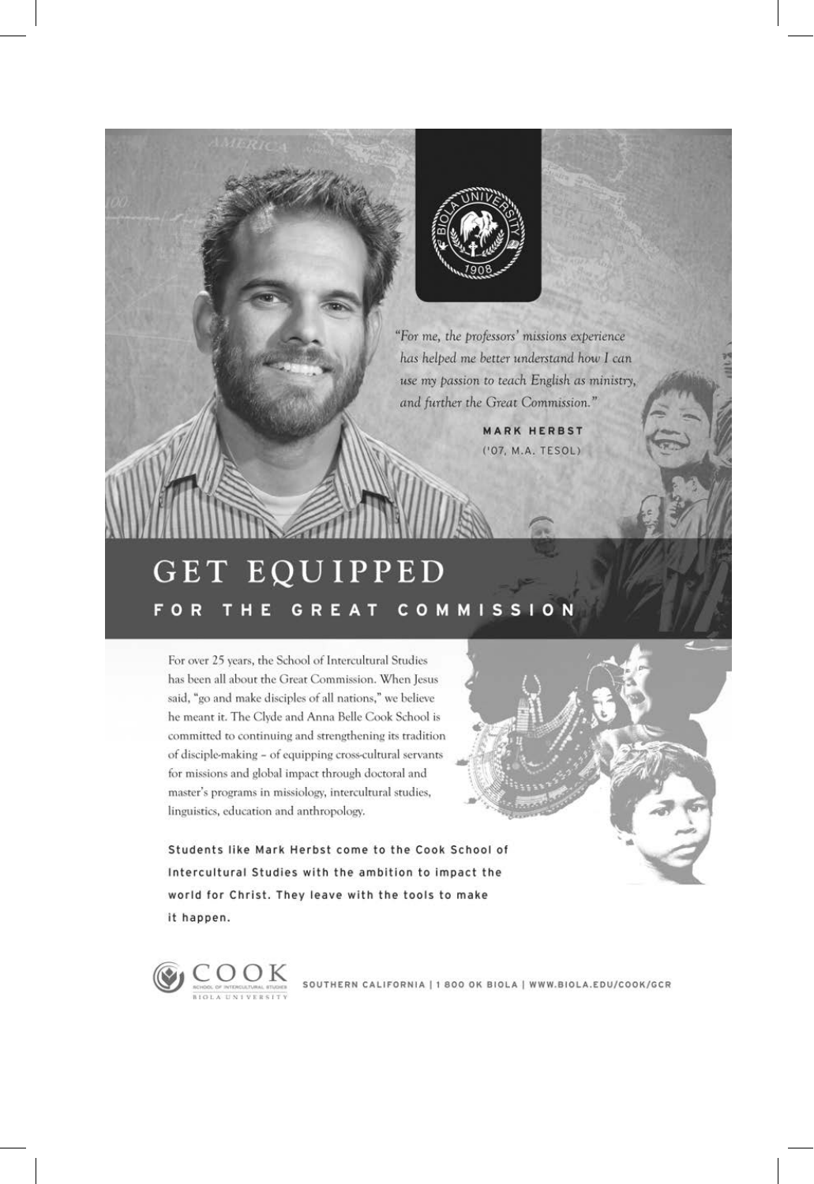*"For me, the professors' missions experience has helped me better understand how I can use my passion to teach English as ministry, and further the Great Commission."*

**MARK HERBST**
('07, M.A. TESOL)

# GET EQUIPPED

## FOR THE GREAT COMMISSION

For over 25 years, the School of Intercultural Studies has been all about the Great Commission. When Jesus said, "go and make disciples of all nations," we believe he meant it. The Clyde and Anna Belle Cook School is committed to continuing and strengthening its tradition of disciple-making – of equipping cross-cultural servants for missions and global impact through doctoral and master's programs in missiology, intercultural studies, linguistics, education and anthropology.

**Students like Mark Herbst come to the Cook School of Intercultural Studies with the ambition to impact the world for Christ. They leave with the tools to make it happen.**

COOK SCHOOL OF INTERCULTURAL STUDIES BIOLA UNIVERSITY

SOUTHERN CALIFORNIA | 1 800 OK BIOLA | WWW.BIOLA.EDU/COOK/GCR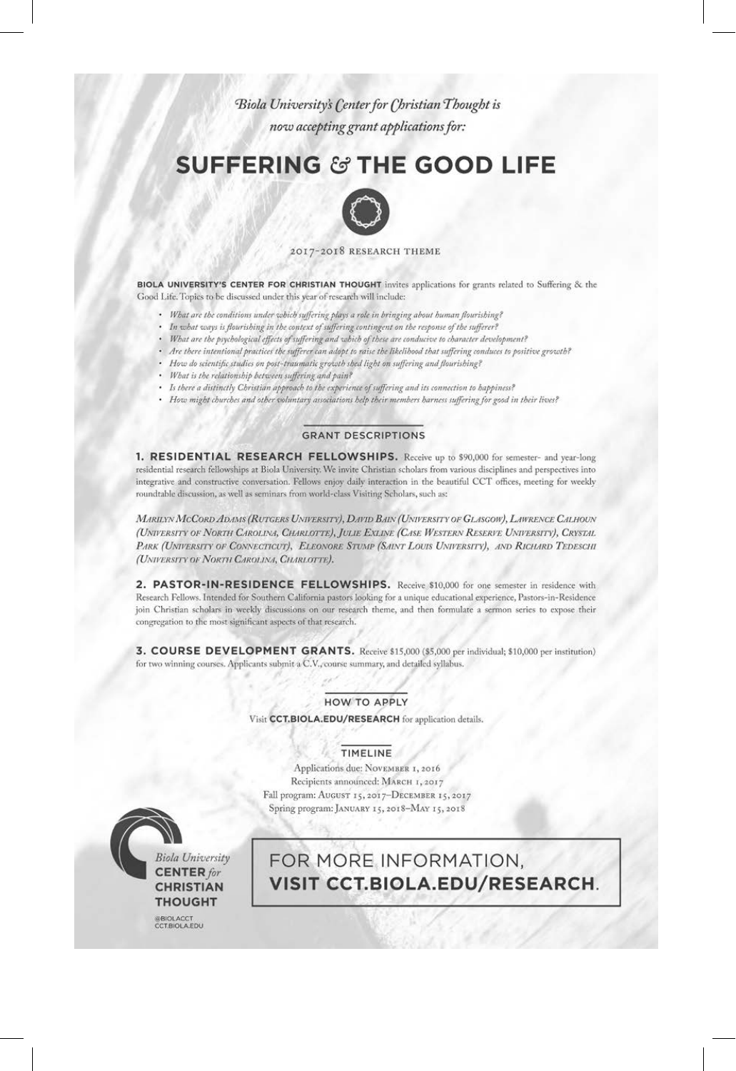*Biola University's Center for Christian Thought is now accepting grant applications for:*

# SUFFERING & THE GOOD LIFE

2017-2018 RESEARCH THEME

**BIOLA UNIVERSITY'S CENTER FOR CHRISTIAN THOUGHT** invites applications for grants related to Suffering & the Good Life. Topics to be discussed under this year of research will include:

- *What are the conditions under which suffering plays a role in bringing about human flourishing?*
- *In what ways is flourishing in the context of suffering contingent on the response of the sufferer?*
- *What are the psychological effects of suffering and which of these are conducive to character development?*
- *Are there intentional practices the sufferer can adopt to raise the likelihood that suffering conduces to positive growth?*
- *How do scientific studies on post-traumatic growth shed light on suffering and flourishing?*
- *What is the relationship between suffering and pain?*
- *Is there a distinctly Christian approach to the experience of suffering and its connection to happiness?*
- *How might churches and other voluntary associations help their members harness suffering for good in their lives?*

## GRANT DESCRIPTIONS

**1. RESIDENTIAL RESEARCH FELLOWSHIPS.** Receive up to $90,000 for semester- and year-long residential research fellowships at Biola University. We invite Christian scholars from various disciplines and perspectives into integrative and constructive conversation. Fellows enjoy daily interaction in the beautiful CCT offices, meeting for weekly roundtable discussion, as well as seminars from world-class Visiting Scholars, such as:

*Marilyn McCord Adams (Rutgers University), David Bain (University of Glasgow), Lawrence Calhoun (University of North Carolina, Charlotte), Julie Exline (Case Western Reserve University), Crystal Park (University of Connecticut), Eleonore Stump (Saint Louis University), and Richard Tedeschi (University of North Carolina, Charlotte).*

**2. PASTOR-IN-RESIDENCE FELLOWSHIPS.** Receive $10,000 for one semester in residence with Research Fellows. Intended for Southern California pastors looking for a unique educational experience, Pastors-in-Residence join Christian scholars in weekly discussions on our research theme, and then formulate a sermon series to expose their congregation to the most significant aspects of that research.

**3. COURSE DEVELOPMENT GRANTS.** Receive $15,000 ($5,000 per individual; $10,000 per institution) for two winning courses. Applicants submit a C.V., course summary, and detailed syllabus.

## HOW TO APPLY

Visit **CCT.BIOLA.EDU/RESEARCH** for application details.

## TIMELINE

Applications due: November 1, 2016
Recipients announced: March 1, 2017
Fall program: August 15, 2017–December 15, 2017
Spring program: January 15, 2018–May 15, 2018

*Biola University* **CENTER** *for* **CHRISTIAN THOUGHT**
@BIOLACCT
CCT.BIOLA.EDU

FOR MORE INFORMATION, **VISIT CCT.BIOLA.EDU/RESEARCH**.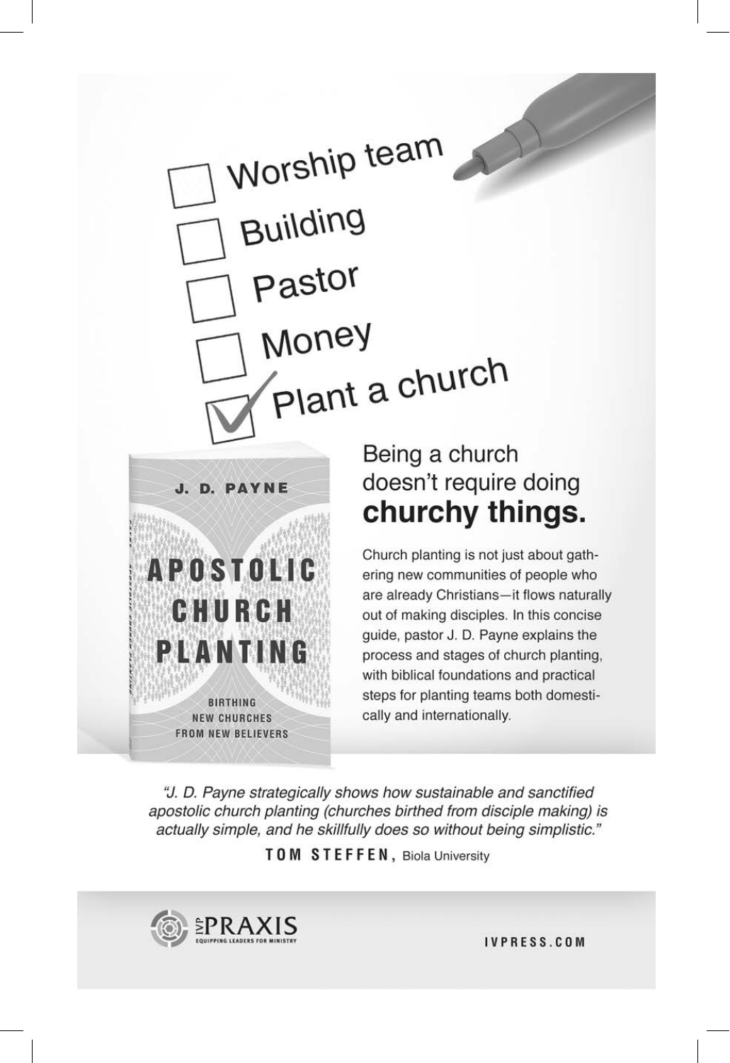- [ ] Worship team
- [ ] Building
- [ ] Pastor
- [ ] Money
- [x] Plant a church

J. D. PAYNE

APOSTOLIC CHURCH PLANTING

BIRTHING NEW CHURCHES FROM NEW BELIEVERS

Being a church doesn't require doing **churchy things.**

Church planting is not just about gathering new communities of people who are already Christians—it flows naturally out of making disciples. In this concise guide, pastor J. D. Payne explains the process and stages of church planting, with biblical foundations and practical steps for planting teams both domestically and internationally.

*"J. D. Payne strategically shows how sustainable and sanctified apostolic church planting (churches birthed from disciple making) is actually simple, and he skillfully does so without being simplistic."*

**TOM STEFFEN,** Biola University

IVP PRAXIS
EQUIPPING LEADERS FOR MINISTRY

IVPRESS.COM